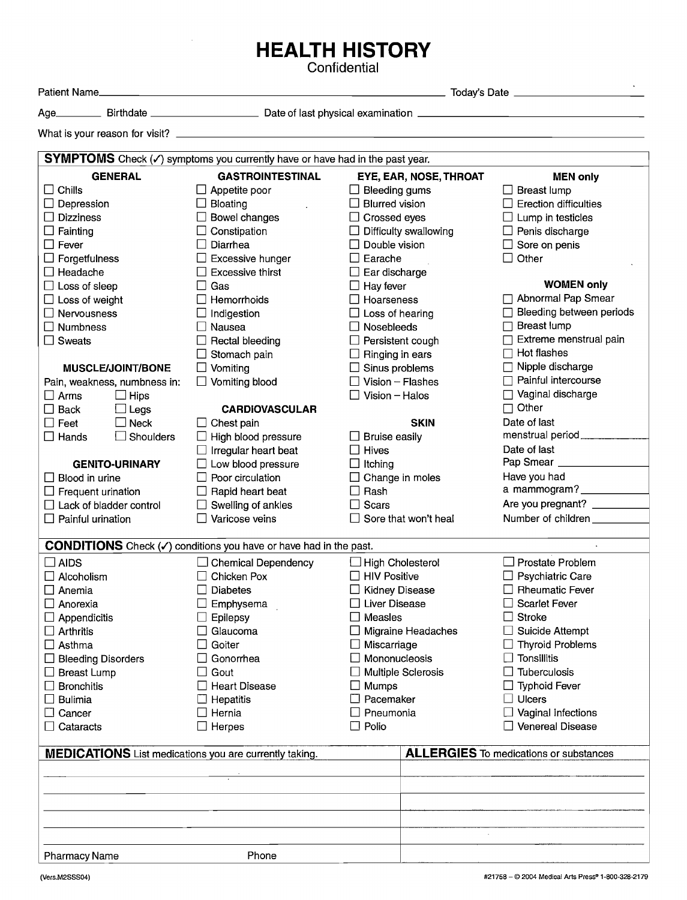# HEALTH HISTORY

Confidential

Patient Name_______________________________________________ Today's Date ____________________

Age________ Birthdate ____________________ Date of last physical examination ________________________________

What is your reason for visit? ________________________________________________________________

## SYMPTOMS

Check (✓) symptoms you currently have or have had in the past year.

### GENERAL

- ☐ Chills
- ☐ Depression
- ☐ Dizziness
- ☐ Fainting
- ☐ Fever
- ☐ Forgetfulness
- ☐ Headache
- ☐ Loss of sleep
- ☐ Loss of weight
- ☐ Nervousness
- ☐ Numbness
- ☐ Sweats

### MUSCLE/JOINT/BONE

Pain, weakness, numbness in:

- ☐ Arms
- ☐ Hips
- ☐ Back
- ☐ Legs
- ☐ Feet
- ☐ Neck
- ☐ Hands
- ☐ Shoulders

### GENITO-URINARY

- ☐ Blood in urine
- ☐ Frequent urination
- ☐ Lack of bladder control
- ☐ Painful urination

### GASTROINTESTINAL

- ☐ Appetite poor
- ☐ Bloating
- ☐ Bowel changes
- ☐ Constipation
- ☐ Diarrhea
- ☐ Excessive hunger
- ☐ Excessive thirst
- ☐ Gas
- ☐ Hemorrhoids
- ☐ Indigestion
- ☐ Nausea
- ☐ Rectal bleeding
- ☐ Stomach pain
- ☐ Vomiting
- ☐ Vomiting blood

### CARDIOVASCULAR

- ☐ Chest pain
- ☐ High blood pressure
- ☐ Irregular heart beat
- ☐ Low blood pressure
- ☐ Poor circulation
- ☐ Rapid heart beat
- ☐ Swelling of ankles
- ☐ Varicose veins

### EYE, EAR, NOSE, THROAT

- ☐ Bleeding gums
- ☐ Blurred vision
- ☐ Crossed eyes
- ☐ Difficulty swallowing
- ☐ Double vision
- ☐ Earache
- ☐ Ear discharge
- ☐ Hay fever
- ☐ Hoarseness
- ☐ Loss of hearing
- ☐ Nosebleeds
- ☐ Persistent cough
- ☐ Ringing in ears
- ☐ Sinus problems
- ☐ Vision – Flashes
- ☐ Vision – Halos

### SKIN

- ☐ Bruise easily
- ☐ Hives
- ☐ Itching
- ☐ Change in moles
- ☐ Rash
- ☐ Scars
- ☐ Sore that won't heal

### MEN only

- ☐ Breast lump
- ☐ Erection difficulties
- ☐ Lump in testicles
- ☐ Penis discharge
- ☐ Sore on penis
- ☐ Other

### WOMEN only

- ☐ Abnormal Pap Smear
- ☐ Bleeding between periods
- ☐ Breast lump
- ☐ Extreme menstrual pain
- ☐ Hot flashes
- ☐ Nipple discharge
- ☐ Painful intercourse
- ☐ Vaginal discharge
- ☐ Other

Date of last menstrual period__________

Date of last Pap Smear __________

Have you had a mammogram?__________

Are you pregnant? __________

Number of children __________

## CONDITIONS

Check (✓) conditions you have or have had in the past.

| | | | |
|---|---|---|---|
| ☐ AIDS | ☐ Chemical Dependency | ☐ High Cholesterol | ☐ Prostate Problem |
| ☐ Alcoholism | ☐ Chicken Pox | ☐ HIV Positive | ☐ Psychiatric Care |
| ☐ Anemia | ☐ Diabetes | ☐ Kidney Disease | ☐ Rheumatic Fever |
| ☐ Anorexia | ☐ Emphysema | ☐ Liver Disease | ☐ Scarlet Fever |
| ☐ Appendicitis | ☐ Epilepsy | ☐ Measles | ☐ Stroke |
| ☐ Arthritis | ☐ Glaucoma | ☐ Migraine Headaches | ☐ Suicide Attempt |
| ☐ Asthma | ☐ Goiter | ☐ Miscarriage | ☐ Thyroid Problems |
| ☐ Bleeding Disorders | ☐ Gonorrhea | ☐ Mononucleosis | ☐ Tonsillitis |
| ☐ Breast Lump | ☐ Gout | ☐ Multiple Sclerosis | ☐ Tuberculosis |
| ☐ Bronchitis | ☐ Heart Disease | ☐ Mumps | ☐ Typhoid Fever |
| ☐ Bulimia | ☐ Hepatitis | ☐ Pacemaker | ☐ Ulcers |
| ☐ Cancer | ☐ Hernia | ☐ Pneumonia | ☐ Vaginal Infections |
| ☐ Cataracts | ☐ Herpes | ☐ Polio | ☐ Venereal Disease |

| **MEDICATIONS** List medications you are currently taking. | **ALLERGIES** To medications or substances |
|---|---|
| | |
| | |
| | |
| | |
| | |

Pharmacy Name Phone

(Vers.M2SSS04)

#21758 – © 2004 Medical Arts Press® 1-800-328-2179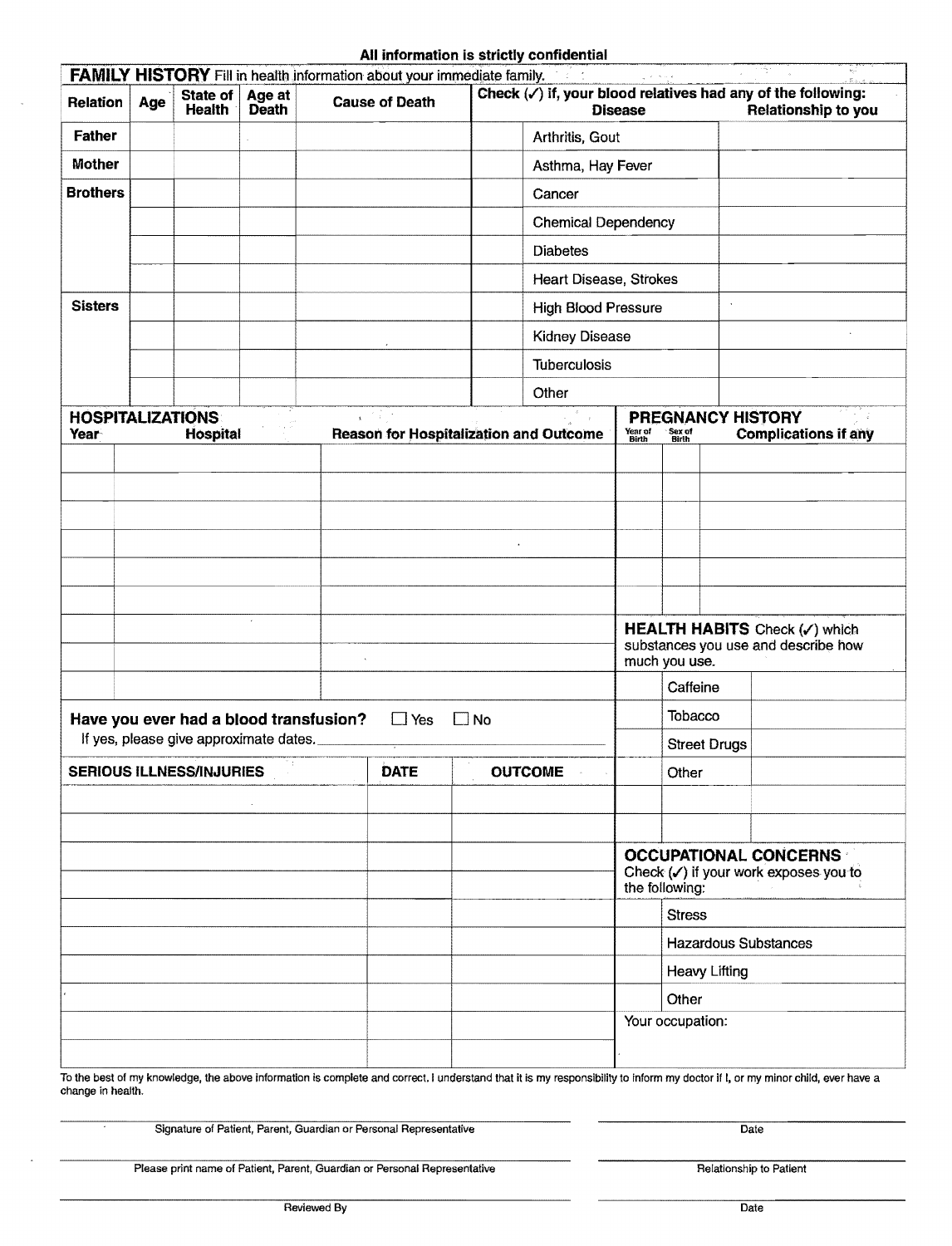**All information is strictly confidential**

## FAMILY HISTORY

Fill in health information about your immediate family.

| Relation | Age | State of Health | Age at Death | Cause of Death | Check (✓) if, your blood relatives had any of the following: | Disease | Relationship to you |
|---|---|---|---|---|---|---|---|
| Father | | | | | | Arthritis, Gout | |
| Mother | | | | | | Asthma, Hay Fever | |
| Brothers | | | | | | Cancer | |
| | | | | | | Chemical Dependency | |
| | | | | | | Diabetes | |
| | | | | | | Heart Disease, Strokes | |
| Sisters | | | | | | High Blood Pressure | |
| | | | | | | Kidney Disease | |
| | | | | | | Tuberculosis | |
| | | | | | | Other | |

## HOSPITALIZATIONS

| Year | Hospital | Reason for Hospitalization and Outcome |
|---|---|---|
| | | |
| | | |
| | | |
| | | |
| | | |
| | | |
| | | |
| | | |
| | | |

## PREGNANCY HISTORY

| Year of Birth | Sex of Birth | Complications if any |
|---|---|---|
| | | |
| | | |
| | | |
| | | |
| | | |
| | | |

## HEALTH HABITS

Check (✓) which substances you use and describe how much you use.

| | | |
|---|---|---|
| | Caffeine | |
| | Tobacco | |
| | Street Drugs | |
| | Other | |
| | | |
| | | |

**Have you ever had a blood transfusion?** ☐ Yes ☐ No

If yes, please give approximate dates. \_\_\_\_\_\_\_\_\_\_\_\_\_\_\_\_\_\_\_\_

## SERIOUS ILLNESS/INJURIES

| SERIOUS ILLNESS/INJURIES | DATE | OUTCOME |
|---|---|---|
| | | |
| | | |
| | | |
| | | |
| | | |
| | | |
| | | |
| | | |
| | | |

## OCCUPATIONAL CONCERNS

Check (✓) if your work exposes you to the following:

| | |
|---|---|
| | Stress |
| | Hazardous Substances |
| | Heavy Lifting |
| | Other |

Your occupation:

To the best of my knowledge, the above information is complete and correct. I understand that it is my responsibility to inform my doctor if I, or my minor child, ever have a change in health.

\_\_\_\_\_\_\_\_\_\_\_\_\_\_\_\_\_\_\_\_\_\_\_\_\_\_\_\_\_\_\_\_\_\_\_\_\_\_\_\_ \_\_\_\_\_\_\_\_\_\_\_\_\_\_\_\_\_\_\_\_

Signature of Patient, Parent, Guardian or Personal Representative — Date

\_\_\_\_\_\_\_\_\_\_\_\_\_\_\_\_\_\_\_\_\_\_\_\_\_\_\_\_\_\_\_\_\_\_\_\_\_\_\_\_ \_\_\_\_\_\_\_\_\_\_\_\_\_\_\_\_\_\_\_\_

Please print name of Patient, Parent, Guardian or Personal Representative — Relationship to Patient

\_\_\_\_\_\_\_\_\_\_\_\_\_\_\_\_\_\_\_\_\_\_\_\_\_\_\_\_\_\_\_\_\_\_\_\_\_\_\_\_ \_\_\_\_\_\_\_\_\_\_\_\_\_\_\_\_\_\_\_\_

Reviewed By — Date